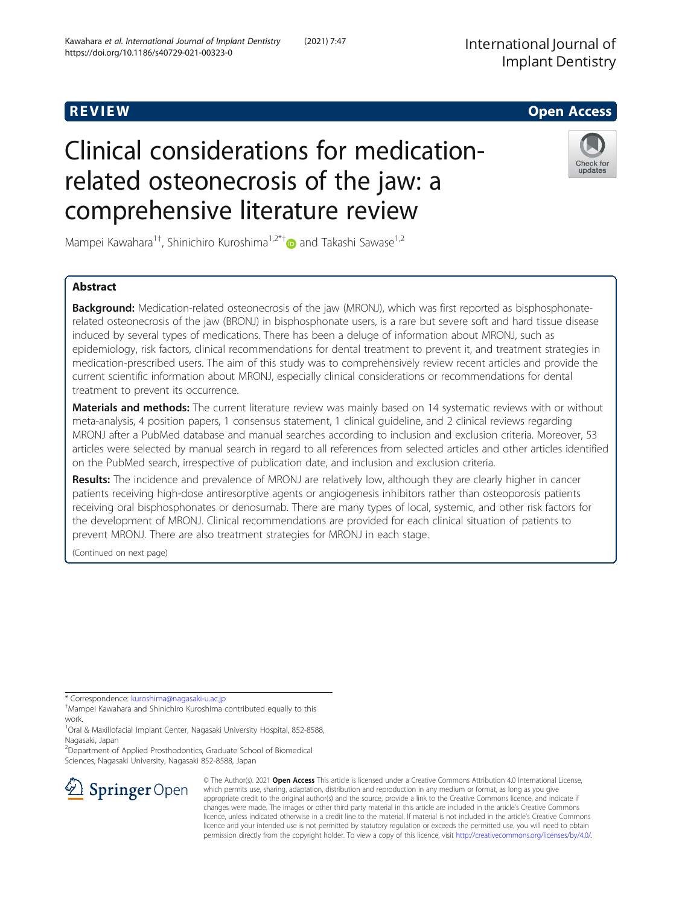REVIEW

Open Access

# Clinical considerations for medication-related osteonecrosis of the jaw: a comprehensive literature review

Mampei Kawahara[1†], Shinichiro Kuroshima[1,2*†] and Takashi Sawase[1,2]

## Abstract

**Background:** Medication-related osteonecrosis of the jaw (MRONJ), which was first reported as bisphosphonate-related osteonecrosis of the jaw (BRONJ) in bisphosphonate users, is a rare but severe soft and hard tissue disease induced by several types of medications. There has been a deluge of information about MRONJ, such as epidemiology, risk factors, clinical recommendations for dental treatment to prevent it, and treatment strategies in medication-prescribed users. The aim of this study was to comprehensively review recent articles and provide the current scientific information about MRONJ, especially clinical considerations or recommendations for dental treatment to prevent its occurrence.

**Materials and methods:** The current literature review was mainly based on 14 systematic reviews with or without meta-analysis, 4 position papers, 1 consensus statement, 1 clinical guideline, and 2 clinical reviews regarding MRONJ after a PubMed database and manual searches according to inclusion and exclusion criteria. Moreover, 53 articles were selected by manual search in regard to all references from selected articles and other articles identified on the PubMed search, irrespective of publication date, and inclusion and exclusion criteria.

**Results:** The incidence and prevalence of MRONJ are relatively low, although they are clearly higher in cancer patients receiving high-dose antiresorptive agents or angiogenesis inhibitors rather than osteoporosis patients receiving oral bisphosphonates or denosumab. There are many types of local, systemic, and other risk factors for the development of MRONJ. Clinical recommendations are provided for each clinical situation of patients to prevent MRONJ. There are also treatment strategies for MRONJ in each stage.

(Continued on next page)

* Correspondence: kuroshima@nagasaki-u.ac.jp

†Mampei Kawahara and Shinichiro Kuroshima contributed equally to this work.

[1]Oral & Maxillofacial Implant Center, Nagasaki University Hospital, 852-8588, Nagasaki, Japan

[2]Department of Applied Prosthodontics, Graduate School of Biomedical Sciences, Nagasaki University, Nagasaki 852-8588, Japan

© The Author(s). 2021 **Open Access** This article is licensed under a Creative Commons Attribution 4.0 International License, which permits use, sharing, adaptation, distribution and reproduction in any medium or format, as long as you give appropriate credit to the original author(s) and the source, provide a link to the Creative Commons licence, and indicate if changes were made. The images or other third party material in this article are included in the article's Creative Commons licence, unless indicated otherwise in a credit line to the material. If material is not included in the article's Creative Commons licence and your intended use is not permitted by statutory regulation or exceeds the permitted use, you will need to obtain permission directly from the copyright holder. To view a copy of this licence, visit http://creativecommons.org/licenses/by/4.0/.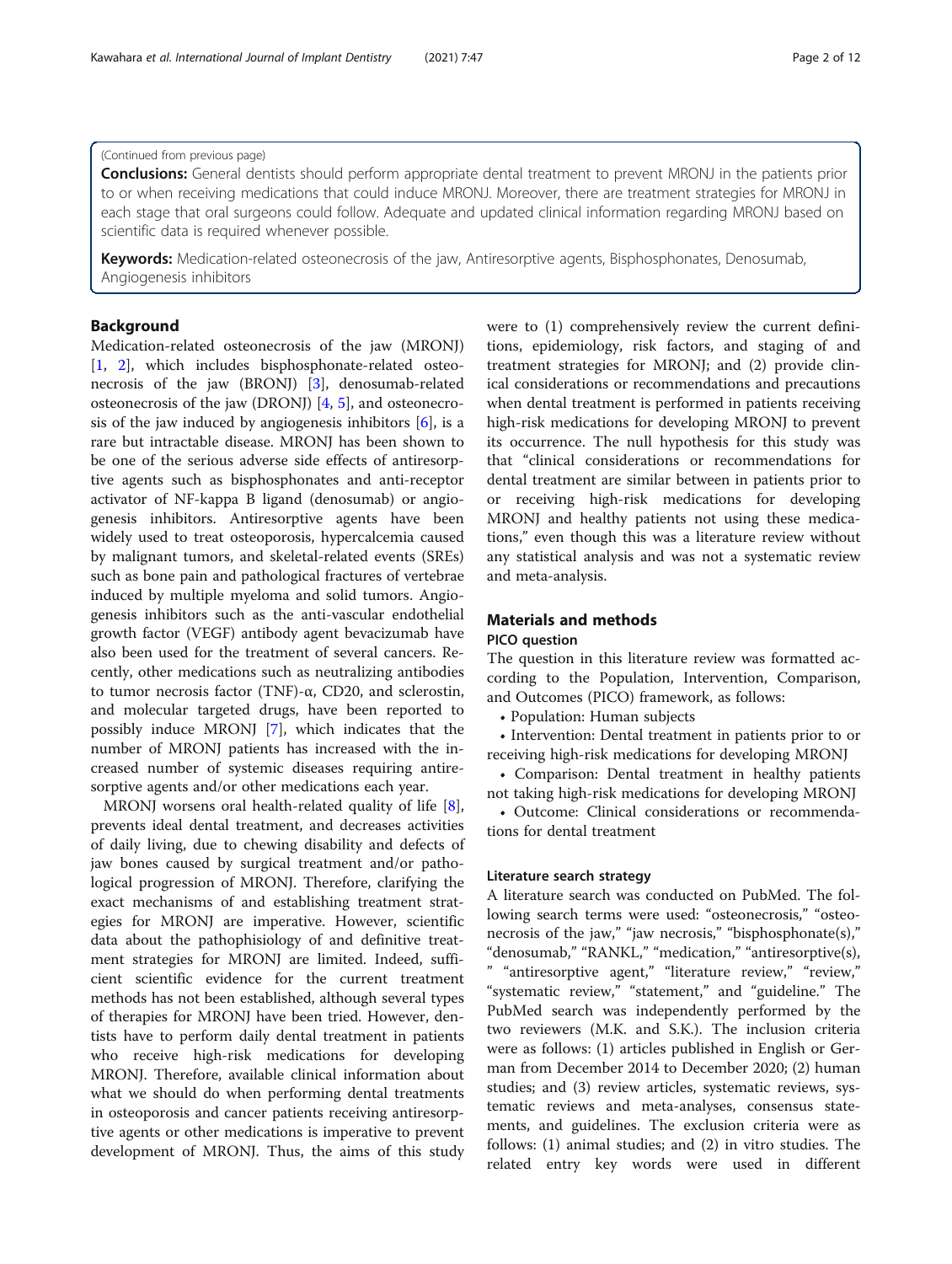(Continued from previous page)

**Conclusions:** General dentists should perform appropriate dental treatment to prevent MRONJ in the patients prior to or when receiving medications that could induce MRONJ. Moreover, there are treatment strategies for MRONJ in each stage that oral surgeons could follow. Adequate and updated clinical information regarding MRONJ based on scientific data is required whenever possible.

**Keywords:** Medication-related osteonecrosis of the jaw, Antiresorptive agents, Bisphosphonates, Denosumab, Angiogenesis inhibitors

## Background

Medication-related osteonecrosis of the jaw (MRONJ) [1, 2], which includes bisphosphonate-related osteonecrosis of the jaw (BRONJ) [3], denosumab-related osteonecrosis of the jaw (DRONJ) [4, 5], and osteonecrosis of the jaw induced by angiogenesis inhibitors [6], is a rare but intractable disease. MRONJ has been shown to be one of the serious adverse side effects of antiresorptive agents such as bisphosphonates and anti-receptor activator of NF-kappa B ligand (denosumab) or angiogenesis inhibitors. Antiresorptive agents have been widely used to treat osteoporosis, hypercalcemia caused by malignant tumors, and skeletal-related events (SREs) such as bone pain and pathological fractures of vertebrae induced by multiple myeloma and solid tumors. Angiogenesis inhibitors such as the anti-vascular endothelial growth factor (VEGF) antibody agent bevacizumab have also been used for the treatment of several cancers. Recently, other medications such as neutralizing antibodies to tumor necrosis factor (TNF)-α, CD20, and sclerostin, and molecular targeted drugs, have been reported to possibly induce MRONJ [7], which indicates that the number of MRONJ patients has increased with the increased number of systemic diseases requiring antiresorptive agents and/or other medications each year.

MRONJ worsens oral health-related quality of life [8], prevents ideal dental treatment, and decreases activities of daily living, due to chewing disability and defects of jaw bones caused by surgical treatment and/or pathological progression of MRONJ. Therefore, clarifying the exact mechanisms of and establishing treatment strategies for MRONJ are imperative. However, scientific data about the pathophisiology of and definitive treatment strategies for MRONJ are limited. Indeed, sufficient scientific evidence for the current treatment methods has not been established, although several types of therapies for MRONJ have been tried. However, dentists have to perform daily dental treatment in patients who receive high-risk medications for developing MRONJ. Therefore, available clinical information about what we should do when performing dental treatments in osteoporosis and cancer patients receiving antiresorptive agents or other medications is imperative to prevent development of MRONJ. Thus, the aims of this study were to (1) comprehensively review the current definitions, epidemiology, risk factors, and staging of and treatment strategies for MRONJ; and (2) provide clinical considerations or recommendations and precautions when dental treatment is performed in patients receiving high-risk medications for developing MRONJ to prevent its occurrence. The null hypothesis for this study was that "clinical considerations or recommendations for dental treatment are similar between in patients prior to or receiving high-risk medications for developing MRONJ and healthy patients not using these medications," even though this was a literature review without any statistical analysis and was not a systematic review and meta-analysis.

## Materials and methods

### PICO question

The question in this literature review was formatted according to the Population, Intervention, Comparison, and Outcomes (PICO) framework, as follows:

- Population: Human subjects
- Intervention: Dental treatment in patients prior to or receiving high-risk medications for developing MRONJ
- Comparison: Dental treatment in healthy patients not taking high-risk medications for developing MRONJ
- Outcome: Clinical considerations or recommendations for dental treatment

### Literature search strategy

A literature search was conducted on PubMed. The following search terms were used: "osteonecrosis," "osteonecrosis of the jaw," "jaw necrosis," "bisphosphonate(s)," "denosumab," "RANKL," "medication," "antiresorptive(s)," "antiresorptive agent," "literature review," "review," "systematic review," "statement," and "guideline." The PubMed search was independently performed by the two reviewers (M.K. and S.K.). The inclusion criteria were as follows: (1) articles published in English or German from December 2014 to December 2020; (2) human studies; and (3) review articles, systematic reviews, systematic reviews and meta-analyses, consensus statements, and guidelines. The exclusion criteria were as follows: (1) animal studies; and (2) in vitro studies. The related entry key words were used in different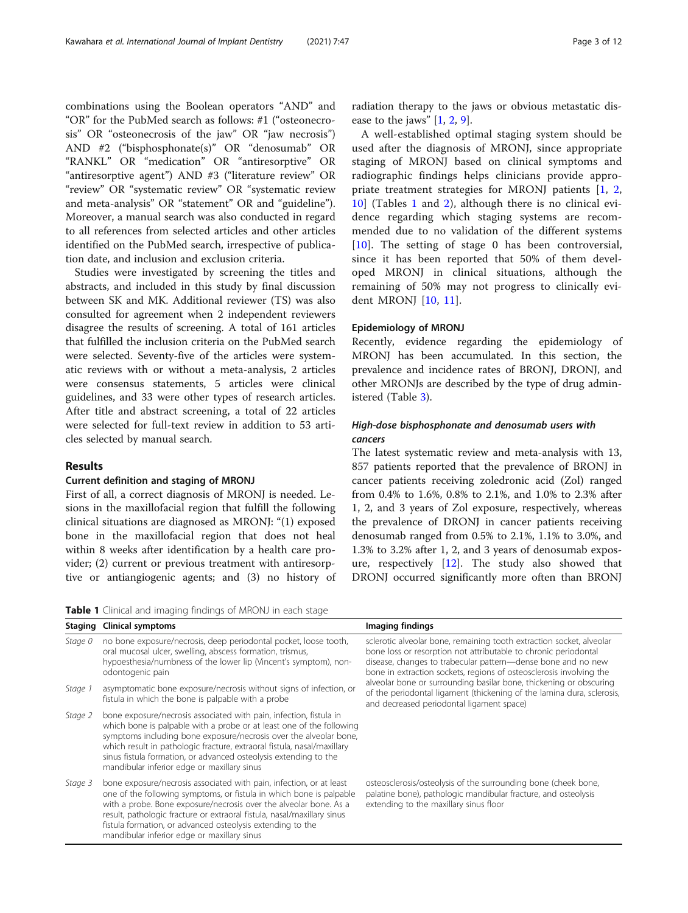combinations using the Boolean operators "AND" and "OR" for the PubMed search as follows: #1 ("osteonecrosis" OR "osteonecrosis of the jaw" OR "jaw necrosis") AND #2 ("bisphosphonate(s)" OR "denosumab" OR "RANKL" OR "medication" OR "antiresorptive" OR "antiresorptive agent") AND #3 ("literature review" OR "review" OR "systematic review" OR "systematic review and meta-analysis" OR "statement" OR and "guideline"). Moreover, a manual search was also conducted in regard to all references from selected articles and other articles identified on the PubMed search, irrespective of publication date, and inclusion and exclusion criteria.

Studies were investigated by screening the titles and abstracts, and included in this study by final discussion between SK and MK. Additional reviewer (TS) was also consulted for agreement when 2 independent reviewers disagree the results of screening. A total of 161 articles that fulfilled the inclusion criteria on the PubMed search were selected. Seventy-five of the articles were systematic reviews with or without a meta-analysis, 2 articles were consensus statements, 5 articles were clinical guidelines, and 33 were other types of research articles. After title and abstract screening, a total of 22 articles were selected for full-text review in addition to 53 articles selected by manual search.

## Results

### Current definition and staging of MRONJ

First of all, a correct diagnosis of MRONJ is needed. Lesions in the maxillofacial region that fulfill the following clinical situations are diagnosed as MRONJ: "(1) exposed bone in the maxillofacial region that does not heal within 8 weeks after identification by a health care provider; (2) current or previous treatment with antiresorptive or antiangiogenic agents; and (3) no history of radiation therapy to the jaws or obvious metastatic disease to the jaws" [1, 2, 9].

A well-established optimal staging system should be used after the diagnosis of MRONJ, since appropriate staging of MRONJ based on clinical symptoms and radiographic findings helps clinicians provide appropriate treatment strategies for MRONJ patients [1, 2, 10] (Tables 1 and 2), although there is no clinical evidence regarding which staging systems are recommended due to no validation of the different systems [10]. The setting of stage 0 has been controversial, since it has been reported that 50% of them developed MRONJ in clinical situations, although the remaining of 50% may not progress to clinically evident MRONJ [10, 11].

### Epidemiology of MRONJ

Recently, evidence regarding the epidemiology of MRONJ has been accumulated. In this section, the prevalence and incidence rates of BRONJ, DRONJ, and other MRONJs are described by the type of drug administered (Table 3).

#### *High-dose bisphosphonate and denosumab users with cancers*

The latest systematic review and meta-analysis with 13, 857 patients reported that the prevalence of BRONJ in cancer patients receiving zoledronic acid (Zol) ranged from 0.4% to 1.6%, 0.8% to 2.1%, and 1.0% to 2.3% after 1, 2, and 3 years of Zol exposure, respectively, whereas the prevalence of DRONJ in cancer patients receiving denosumab ranged from 0.5% to 2.1%, 1.1% to 3.0%, and 1.3% to 3.2% after 1, 2, and 3 years of denosumab exposure, respectively [12]. The study also showed that DRONJ occurred significantly more often than BRONJ

**Table 1** Clinical and imaging findings of MRONJ in each stage

| Staging | Clinical symptoms | Imaging findings |
|---|---|---|
| *Stage 0* | no bone exposure/necrosis, deep periodontal pocket, loose tooth, oral mucosal ulcer, swelling, abscess formation, trismus, hypoesthesia/numbness of the lower lip (Vincent's symptom), non-odontogenic pain | sclerotic alveolar bone, remaining tooth extraction socket, alveolar bone loss or resorption not attributable to chronic periodontal disease, changes to trabecular pattern—dense bone and no new bone in extraction sockets, regions of osteosclerosis involving the alveolar bone or surrounding basilar bone, thickening or obscuring of the periodontal ligament (thickening of the lamina dura, sclerosis, and decreased periodontal ligament space) |
| *Stage 1* | asymptomatic bone exposure/necrosis without signs of infection, or fistula in which the bone is palpable with a probe | |
| *Stage 2* | bone exposure/necrosis associated with pain, infection, fistula in which bone is palpable with a probe or at least one of the following symptoms including bone exposure/necrosis over the alveolar bone, which result in pathologic fracture, extraoral fistula, nasal/maxillary sinus fistula formation, or advanced osteolysis extending to the mandibular inferior edge or maxillary sinus | |
| *Stage 3* | bone exposure/necrosis associated with pain, infection, or at least one of the following symptoms, or fistula in which bone is palpable with a probe. Bone exposure/necrosis over the alveolar bone. As a result, pathologic fracture or extraoral fistula, nasal/maxillary sinus fistula formation, or advanced osteolysis extending to the mandibular inferior edge or maxillary sinus | osteosclerosis/osteolysis of the surrounding bone (cheek bone, palatine bone), pathologic mandibular fracture, and osteolysis extending to the maxillary sinus floor |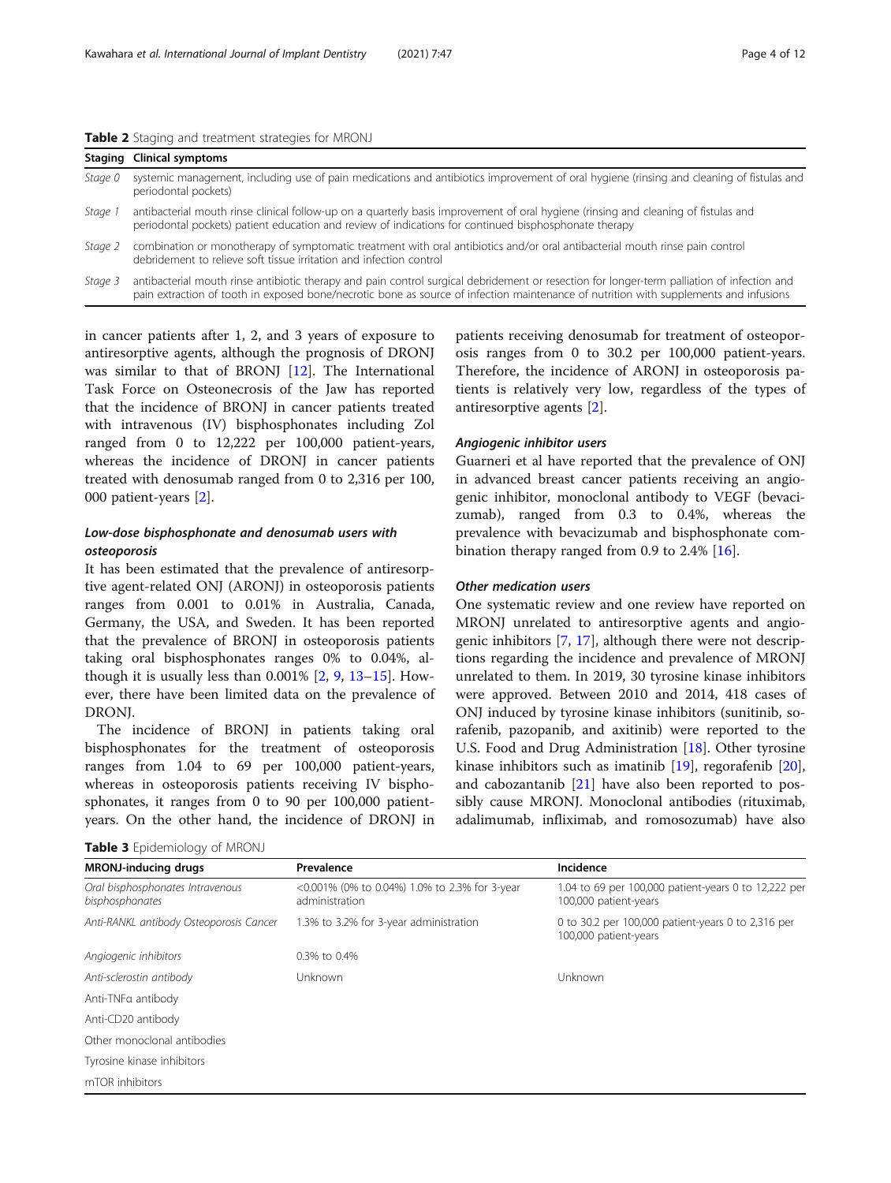**Table 2** Staging and treatment strategies for MRONJ

| Staging | Clinical symptoms |
|---|---|
| *Stage 0* | systemic management, including use of pain medications and antibiotics improvement of oral hygiene (rinsing and cleaning of fistulas and periodontal pockets) |
| *Stage 1* | antibacterial mouth rinse clinical follow-up on a quarterly basis improvement of oral hygiene (rinsing and cleaning of fistulas and periodontal pockets) patient education and review of indications for continued bisphosphonate therapy |
| *Stage 2* | combination or monotherapy of symptomatic treatment with oral antibiotics and/or oral antibacterial mouth rinse pain control debridement to relieve soft tissue irritation and infection control |
| *Stage 3* | antibacterial mouth rinse antibiotic therapy and pain control surgical debridement or resection for longer-term palliation of infection and pain extraction of tooth in exposed bone/necrotic bone as source of infection maintenance of nutrition with supplements and infusions |

in cancer patients after 1, 2, and 3 years of exposure to antiresorptive agents, although the prognosis of DRONJ was similar to that of BRONJ [12]. The International Task Force on Osteonecrosis of the Jaw has reported that the incidence of BRONJ in cancer patients treated with intravenous (IV) bisphosphonates including Zol ranged from 0 to 12,222 per 100,000 patient-years, whereas the incidence of DRONJ in cancer patients treated with denosumab ranged from 0 to 2,316 per 100,000 patient-years [2].

### *Low-dose bisphosphonate and denosumab users with osteoporosis*

It has been estimated that the prevalence of antiresorptive agent-related ONJ (ARONJ) in osteoporosis patients ranges from 0.001 to 0.01% in Australia, Canada, Germany, the USA, and Sweden. It has been reported that the prevalence of BRONJ in osteoporosis patients taking oral bisphosphonates ranges 0% to 0.04%, although it is usually less than 0.001% [2, 9, 13–15]. However, there have been limited data on the prevalence of DRONJ.

The incidence of BRONJ in patients taking oral bisphosphonates for the treatment of osteoporosis ranges from 1.04 to 69 per 100,000 patient-years, whereas in osteoporosis patients receiving IV bisphosphonates, it ranges from 0 to 90 per 100,000 patient-years. On the other hand, the incidence of DRONJ in patients receiving denosumab for treatment of osteoporosis ranges from 0 to 30.2 per 100,000 patient-years. Therefore, the incidence of ARONJ in osteoporosis patients is relatively very low, regardless of the types of antiresorptive agents [2].

### *Angiogenic inhibitor users*

Guarneri et al have reported that the prevalence of ONJ in advanced breast cancer patients receiving an angiogenic inhibitor, monoclonal antibody to VEGF (bevacizumab), ranged from 0.3 to 0.4%, whereas the prevalence with bevacizumab and bisphosphonate combination therapy ranged from 0.9 to 2.4% [16].

### *Other medication users*

One systematic review and one review have reported on MRONJ unrelated to antiresorptive agents and angiogenic inhibitors [7, 17], although there were not descriptions regarding the incidence and prevalence of MRONJ unrelated to them. In 2019, 30 tyrosine kinase inhibitors were approved. Between 2010 and 2014, 418 cases of ONJ induced by tyrosine kinase inhibitors (sunitinib, sorafenib, pazopanib, and axitinib) were reported to the U.S. Food and Drug Administration [18]. Other tyrosine kinase inhibitors such as imatinib [19], regorafenib [20], and cabozantanib [21] have also been reported to possibly cause MRONJ. Monoclonal antibodies (rituximab, adalimumab, infliximab, and romosozumab) have also

**Table 3** Epidemiology of MRONJ

| MRONJ-inducing drugs | Prevalence | Incidence |
|---|---|---|
| *Oral bisphosphonates Intravenous bisphosphonates* | <0.001% (0% to 0.04%) 1.0% to 2.3% for 3-year administration | 1.04 to 69 per 100,000 patient-years 0 to 12,222 per 100,000 patient-years |
| *Anti-RANKL antibody Osteoporosis Cancer* | 1.3% to 3.2% for 3-year administration | 0 to 30.2 per 100,000 patient-years 0 to 2,316 per 100,000 patient-years |
| *Angiogenic inhibitors* | 0.3% to 0.4% | |
| *Anti-sclerostin antibody* | Unknown | Unknown |
| Anti-TNFα antibody | | |
| Anti-CD20 antibody | | |
| Other monoclonal antibodies | | |
| Tyrosine kinase inhibitors | | |
| mTOR inhibitors | | |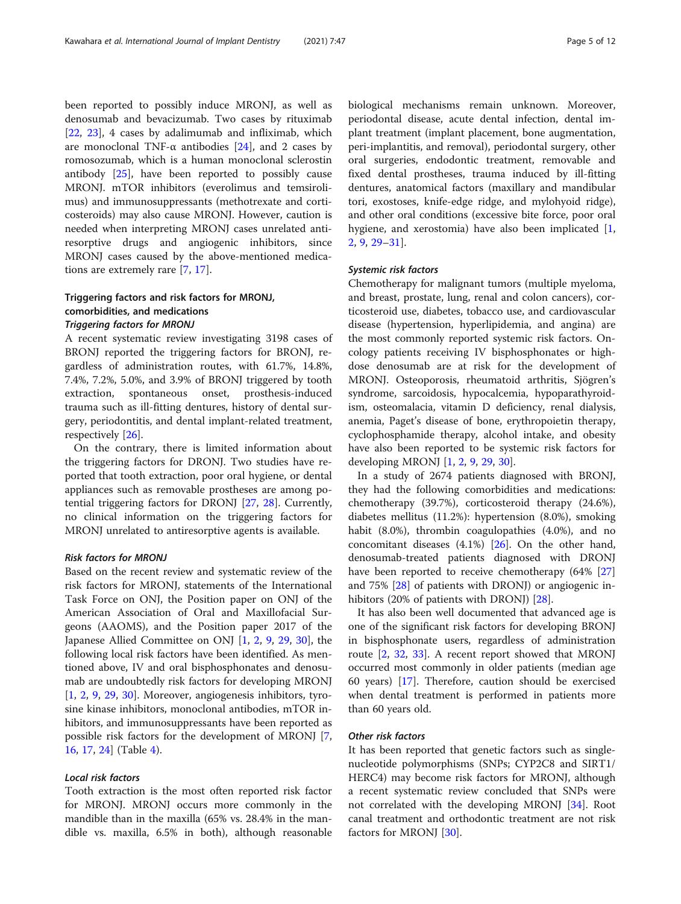been reported to possibly induce MRONJ, as well as denosumab and bevacizumab. Two cases by rituximab [22, 23], 4 cases by adalimumab and infliximab, which are monoclonal TNF-α antibodies [24], and 2 cases by romosozumab, which is a human monoclonal sclerostin antibody [25], have been reported to possibly cause MRONJ. mTOR inhibitors (everolimus and temsirolimus) and immunosuppressants (methotrexate and corticosteroids) may also cause MRONJ. However, caution is needed when interpreting MRONJ cases unrelated antiresorptive drugs and angiogenic inhibitors, since MRONJ cases caused by the above-mentioned medications are extremely rare [7, 17].

## Triggering factors and risk factors for MRONJ, comorbidities, and medications

### Triggering factors for MRONJ

A recent systematic review investigating 3198 cases of BRONJ reported the triggering factors for BRONJ, regardless of administration routes, with 61.7%, 14.8%, 7.4%, 7.2%, 5.0%, and 3.9% of BRONJ triggered by tooth extraction, spontaneous onset, prosthesis-induced trauma such as ill-fitting dentures, history of dental surgery, periodontitis, and dental implant-related treatment, respectively [26].

On the contrary, there is limited information about the triggering factors for DRONJ. Two studies have reported that tooth extraction, poor oral hygiene, or dental appliances such as removable prostheses are among potential triggering factors for DRONJ [27, 28]. Currently, no clinical information on the triggering factors for MRONJ unrelated to antiresorptive agents is available.

### Risk factors for MRONJ

Based on the recent review and systematic review of the risk factors for MRONJ, statements of the International Task Force on ONJ, the Position paper on ONJ of the American Association of Oral and Maxillofacial Surgeons (AAOMS), and the Position paper 2017 of the Japanese Allied Committee on ONJ [1, 2, 9, 29, 30], the following local risk factors have been identified. As mentioned above, IV and oral bisphosphonates and denosumab are undoubtedly risk factors for developing MRONJ [1, 2, 9, 29, 30]. Moreover, angiogenesis inhibitors, tyrosine kinase inhibitors, monoclonal antibodies, mTOR inhibitors, and immunosuppressants have been reported as possible risk factors for the development of MRONJ [7, 16, 17, 24] (Table 4).

### Local risk factors

Tooth extraction is the most often reported risk factor for MRONJ. MRONJ occurs more commonly in the mandible than in the maxilla (65% vs. 28.4% in the mandible vs. maxilla, 6.5% in both), although reasonable biological mechanisms remain unknown. Moreover, periodontal disease, acute dental infection, dental implant treatment (implant placement, bone augmentation, peri-implantitis, and removal), periodontal surgery, other oral surgeries, endodontic treatment, removable and fixed dental prostheses, trauma induced by ill-fitting dentures, anatomical factors (maxillary and mandibular tori, exostoses, knife-edge ridge, and mylohyoid ridge), and other oral conditions (excessive bite force, poor oral hygiene, and xerostomia) have also been implicated [1, 2, 9, 29–31].

### Systemic risk factors

Chemotherapy for malignant tumors (multiple myeloma, and breast, prostate, lung, renal and colon cancers), corticosteroid use, diabetes, tobacco use, and cardiovascular disease (hypertension, hyperlipidemia, and angina) are the most commonly reported systemic risk factors. Oncology patients receiving IV bisphosphonates or high-dose denosumab are at risk for the development of MRONJ. Osteoporosis, rheumatoid arthritis, Sjögren's syndrome, sarcoidosis, hypocalcemia, hypoparathyroidism, osteomalacia, vitamin D deficiency, renal dialysis, anemia, Paget's disease of bone, erythropoietin therapy, cyclophosphamide therapy, alcohol intake, and obesity have also been reported to be systemic risk factors for developing MRONJ [1, 2, 9, 29, 30].

In a study of 2674 patients diagnosed with BRONJ, they had the following comorbidities and medications: chemotherapy (39.7%), corticosteroid therapy (24.6%), diabetes mellitus (11.2%): hypertension (8.0%), smoking habit (8.0%), thrombin coagulopathies (4.0%), and no concomitant diseases (4.1%) [26]. On the other hand, denosumab-treated patients diagnosed with DRONJ have been reported to receive chemotherapy (64% [27] and 75% [28] of patients with DRONJ) or angiogenic inhibitors (20% of patients with DRONJ) [28].

It has also been well documented that advanced age is one of the significant risk factors for developing BRONJ in bisphosphonate users, regardless of administration route [2, 32, 33]. A recent report showed that MRONJ occurred most commonly in older patients (median age 60 years) [17]. Therefore, caution should be exercised when dental treatment is performed in patients more than 60 years old.

### Other risk factors

It has been reported that genetic factors such as single-nucleotide polymorphisms (SNPs; CYP2C8 and SIRT1/HERC4) may become risk factors for MRONJ, although a recent systematic review concluded that SNPs were not correlated with the developing MRONJ [34]. Root canal treatment and orthodontic treatment are not risk factors for MRONJ [30].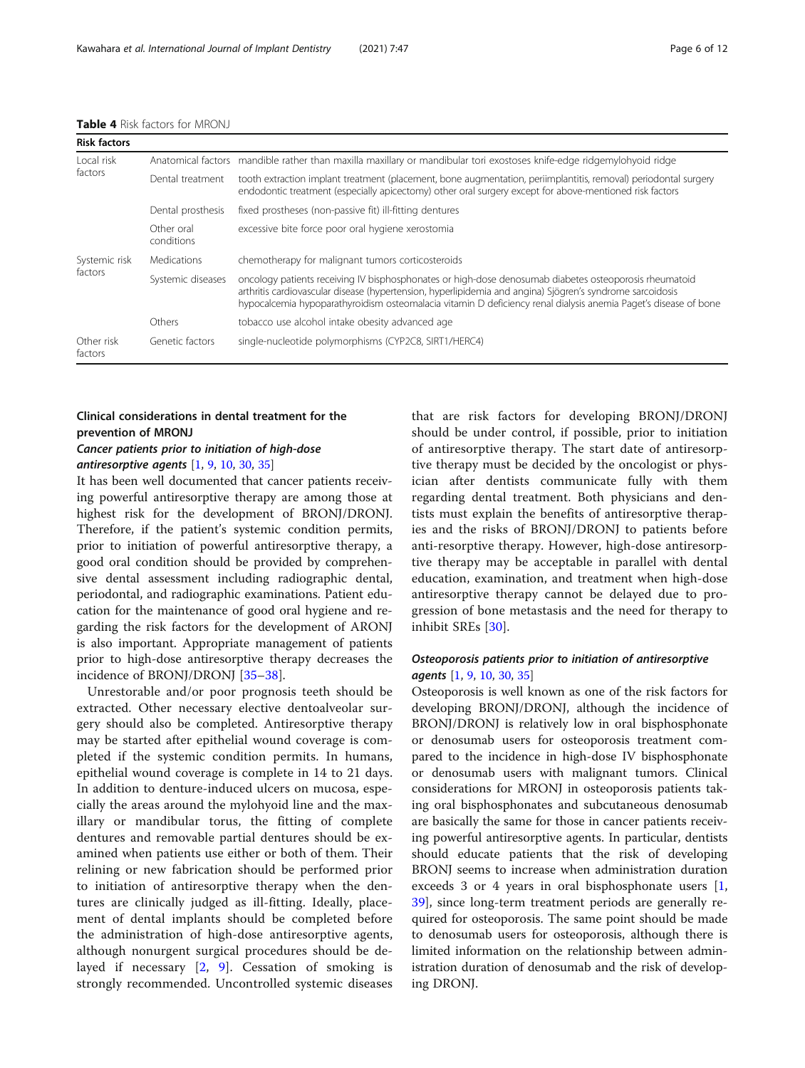**Table 4** Risk factors for MRONJ

| Risk factors | | |
|---|---|---|
| Local risk factors | Anatomical factors | mandible rather than maxilla maxillary or mandibular tori exostoses knife-edge ridgemylohyoid ridge |
| | Dental treatment | tooth extraction implant treatment (placement, bone augmentation, periimplantitis, removal) periodontal surgery endodontic treatment (especially apicectomy) other oral surgery except for above-mentioned risk factors |
| | Dental prosthesis | fixed prostheses (non-passive fit) ill-fitting dentures |
| | Other oral conditions | excessive bite force poor oral hygiene xerostomia |
| Systemic risk factors | Medications | chemotherapy for malignant tumors corticosteroids |
| | Systemic diseases | oncology patients receiving IV bisphosphonates or high-dose denosumab diabetes osteoporosis rheumatoid arthritis cardiovascular disease (hypertension, hyperlipidemia and angina) Sjögren's syndrome sarcoidosis hypocalcemia hypoparathyroidism osteomalacia vitamin D deficiency renal dialysis anemia Paget's disease of bone |
| | Others | tobacco use alcohol intake obesity advanced age |
| Other risk factors | Genetic factors | single-nucleotide polymorphisms (CYP2C8, SIRT1/HERC4) |

## Clinical considerations in dental treatment for the prevention of MRONJ

### *Cancer patients prior to initiation of high-dose antiresorptive agents* [1, 9, 10, 30, 35]

It has been well documented that cancer patients receiving powerful antiresorptive therapy are among those at highest risk for the development of BRONJ/DRONJ. Therefore, if the patient's systemic condition permits, prior to initiation of powerful antiresorptive therapy, a good oral condition should be provided by comprehensive dental assessment including radiographic dental, periodontal, and radiographic examinations. Patient education for the maintenance of good oral hygiene and regarding the risk factors for the development of ARONJ is also important. Appropriate management of patients prior to high-dose antiresorptive therapy decreases the incidence of BRONJ/DRONJ [35–38].

Unrestorable and/or poor prognosis teeth should be extracted. Other necessary elective dentoalveolar surgery should also be completed. Antiresorptive therapy may be started after epithelial wound coverage is completed if the systemic condition permits. In humans, epithelial wound coverage is complete in 14 to 21 days. In addition to denture-induced ulcers on mucosa, especially the areas around the mylohyoid line and the maxillary or mandibular torus, the fitting of complete dentures and removable partial dentures should be examined when patients use either or both of them. Their relining or new fabrication should be performed prior to initiation of antiresorptive therapy when the dentures are clinically judged as ill-fitting. Ideally, placement of dental implants should be completed before the administration of high-dose antiresorptive agents, although nonurgent surgical procedures should be delayed if necessary [2, 9]. Cessation of smoking is strongly recommended. Uncontrolled systemic diseases that are risk factors for developing BRONJ/DRONJ should be under control, if possible, prior to initiation of antiresorptive therapy. The start date of antiresorptive therapy must be decided by the oncologist or physician after dentists communicate fully with them regarding dental treatment. Both physicians and dentists must explain the benefits of antiresorptive therapies and the risks of BRONJ/DRONJ to patients before anti-resorptive therapy. However, high-dose antiresorptive therapy may be acceptable in parallel with dental education, examination, and treatment when high-dose antiresorptive therapy cannot be delayed due to progression of bone metastasis and the need for therapy to inhibit SREs [30].

### *Osteoporosis patients prior to initiation of antiresorptive agents* [1, 9, 10, 30, 35]

Osteoporosis is well known as one of the risk factors for developing BRONJ/DRONJ, although the incidence of BRONJ/DRONJ is relatively low in oral bisphosphonate or denosumab users for osteoporosis treatment compared to the incidence in high-dose IV bisphosphonate or denosumab users with malignant tumors. Clinical considerations for MRONJ in osteoporosis patients taking oral bisphosphonates and subcutaneous denosumab are basically the same for those in cancer patients receiving powerful antiresorptive agents. In particular, dentists should educate patients that the risk of developing BRONJ seems to increase when administration duration exceeds 3 or 4 years in oral bisphosphonate users [1, 39], since long-term treatment periods are generally required for osteoporosis. The same point should be made to denosumab users for osteoporosis, although there is limited information on the relationship between administration duration of denosumab and the risk of developing DRONJ.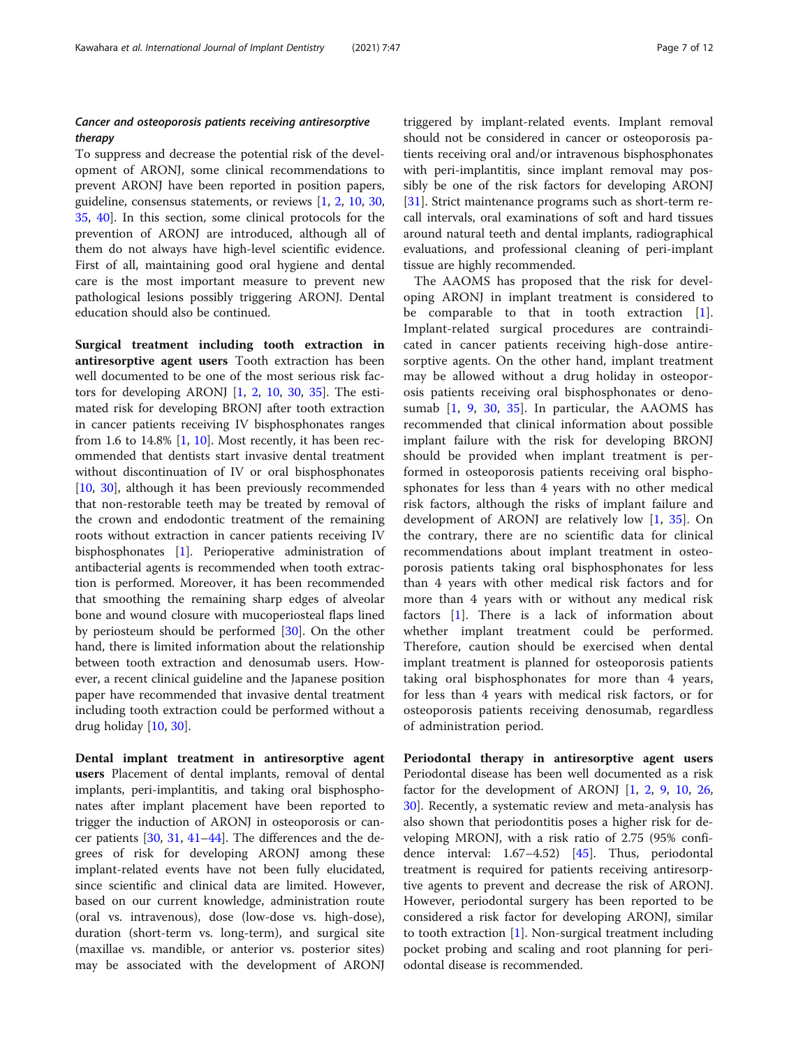### *Cancer and osteoporosis patients receiving antiresorptive therapy*

To suppress and decrease the potential risk of the development of ARONJ, some clinical recommendations to prevent ARONJ have been reported in position papers, guideline, consensus statements, or reviews [1, 2, 10, 30, 35, 40]. In this section, some clinical protocols for the prevention of ARONJ are introduced, although all of them do not always have high-level scientific evidence. First of all, maintaining good oral hygiene and dental care is the most important measure to prevent new pathological lesions possibly triggering ARONJ. Dental education should also be continued.

**Surgical treatment including tooth extraction in antiresorptive agent users** Tooth extraction has been well documented to be one of the most serious risk factors for developing ARONJ [1, 2, 10, 30, 35]. The estimated risk for developing BRONJ after tooth extraction in cancer patients receiving IV bisphosphonates ranges from 1.6 to 14.8% [1, 10]. Most recently, it has been recommended that dentists start invasive dental treatment without discontinuation of IV or oral bisphosphonates [10, 30], although it has been previously recommended that non-restorable teeth may be treated by removal of the crown and endodontic treatment of the remaining roots without extraction in cancer patients receiving IV bisphosphonates [1]. Perioperative administration of antibacterial agents is recommended when tooth extraction is performed. Moreover, it has been recommended that smoothing the remaining sharp edges of alveolar bone and wound closure with mucoperiosteal flaps lined by periosteum should be performed [30]. On the other hand, there is limited information about the relationship between tooth extraction and denosumab users. However, a recent clinical guideline and the Japanese position paper have recommended that invasive dental treatment including tooth extraction could be performed without a drug holiday [10, 30].

**Dental implant treatment in antiresorptive agent users** Placement of dental implants, removal of dental implants, peri-implantitis, and taking oral bisphosphonates after implant placement have been reported to trigger the induction of ARONJ in osteoporosis or cancer patients [30, 31, 41–44]. The differences and the degrees of risk for developing ARONJ among these implant-related events have not been fully elucidated, since scientific and clinical data are limited. However, based on our current knowledge, administration route (oral vs. intravenous), dose (low-dose vs. high-dose), duration (short-term vs. long-term), and surgical site (maxillae vs. mandible, or anterior vs. posterior sites) may be associated with the development of ARONJ triggered by implant-related events. Implant removal should not be considered in cancer or osteoporosis patients receiving oral and/or intravenous bisphosphonates with peri-implantitis, since implant removal may possibly be one of the risk factors for developing ARONJ [31]. Strict maintenance programs such as short-term recall intervals, oral examinations of soft and hard tissues around natural teeth and dental implants, radiographical evaluations, and professional cleaning of peri-implant tissue are highly recommended.

The AAOMS has proposed that the risk for developing ARONJ in implant treatment is considered to be comparable to that in tooth extraction [1]. Implant-related surgical procedures are contraindicated in cancer patients receiving high-dose antiresorptive agents. On the other hand, implant treatment may be allowed without a drug holiday in osteoporosis patients receiving oral bisphosphonates or denosumab [1, 9, 30, 35]. In particular, the AAOMS has recommended that clinical information about possible implant failure with the risk for developing BRONJ should be provided when implant treatment is performed in osteoporosis patients receiving oral bisphosphonates for less than 4 years with no other medical risk factors, although the risks of implant failure and development of ARONJ are relatively low [1, 35]. On the contrary, there are no scientific data for clinical recommendations about implant treatment in osteoporosis patients taking oral bisphosphonates for less than 4 years with other medical risk factors and for more than 4 years with or without any medical risk factors [1]. There is a lack of information about whether implant treatment could be performed. Therefore, caution should be exercised when dental implant treatment is planned for osteoporosis patients taking oral bisphosphonates for more than 4 years, for less than 4 years with medical risk factors, or for osteoporosis patients receiving denosumab, regardless of administration period.

**Periodontal therapy in antiresorptive agent users** Periodontal disease has been well documented as a risk factor for the development of ARONJ [1, 2, 9, 10, 26, 30]. Recently, a systematic review and meta-analysis has also shown that periodontitis poses a higher risk for developing MRONJ, with a risk ratio of 2.75 (95% confidence interval: 1.67–4.52) [45]. Thus, periodontal treatment is required for patients receiving antiresorptive agents to prevent and decrease the risk of ARONJ. However, periodontal surgery has been reported to be considered a risk factor for developing ARONJ, similar to tooth extraction [1]. Non-surgical treatment including pocket probing and scaling and root planning for periodontal disease is recommended.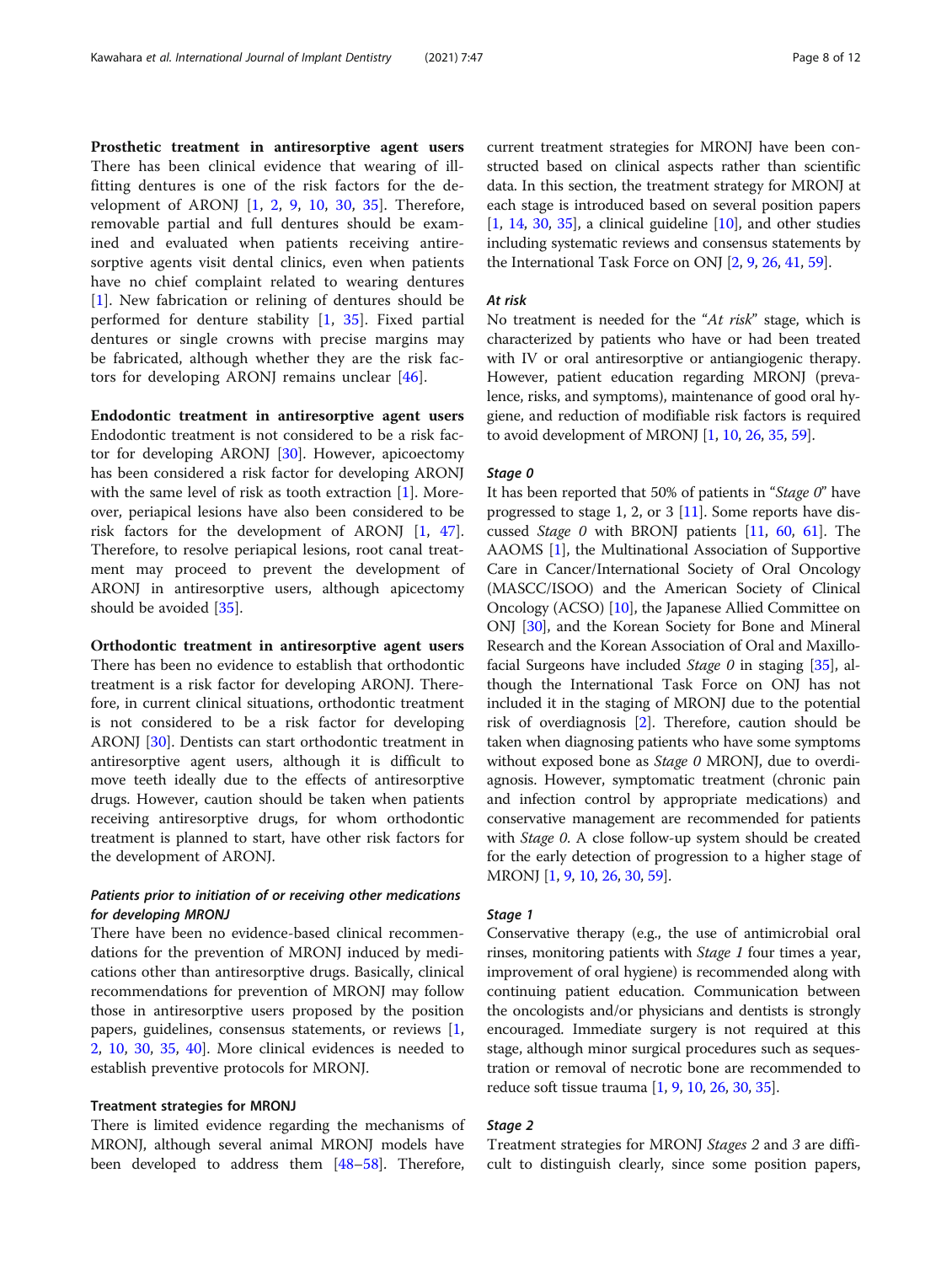**Prosthetic treatment in antiresorptive agent users** There has been clinical evidence that wearing of ill-fitting dentures is one of the risk factors for the development of ARONJ [1, 2, 9, 10, 30, 35]. Therefore, removable partial and full dentures should be examined and evaluated when patients receiving antiresorptive agents visit dental clinics, even when patients have no chief complaint related to wearing dentures [1]. New fabrication or relining of dentures should be performed for denture stability [1, 35]. Fixed partial dentures or single crowns with precise margins may be fabricated, although whether they are the risk factors for developing ARONJ remains unclear [46].

**Endodontic treatment in antiresorptive agent users** Endodontic treatment is not considered to be a risk factor for developing ARONJ [30]. However, apicoectomy has been considered a risk factor for developing ARONJ with the same level of risk as tooth extraction [1]. Moreover, periapical lesions have also been considered to be risk factors for the development of ARONJ [1, 47]. Therefore, to resolve periapical lesions, root canal treatment may proceed to prevent the development of ARONJ in antiresorptive users, although apicectomy should be avoided [35].

**Orthodontic treatment in antiresorptive agent users** There has been no evidence to establish that orthodontic treatment is a risk factor for developing ARONJ. Therefore, in current clinical situations, orthodontic treatment is not considered to be a risk factor for developing ARONJ [30]. Dentists can start orthodontic treatment in antiresorptive agent users, although it is difficult to move teeth ideally due to the effects of antiresorptive drugs. However, caution should be taken when patients receiving antiresorptive drugs, for whom orthodontic treatment is planned to start, have other risk factors for the development of ARONJ.

### *Patients prior to initiation of or receiving other medications for developing MRONJ*

There have been no evidence-based clinical recommendations for the prevention of MRONJ induced by medications other than antiresorptive drugs. Basically, clinical recommendations for prevention of MRONJ may follow those in antiresorptive users proposed by the position papers, guidelines, consensus statements, or reviews [1, 2, 10, 30, 35, 40]. More clinical evidences is needed to establish preventive protocols for MRONJ.

## Treatment strategies for MRONJ

There is limited evidence regarding the mechanisms of MRONJ, although several animal MRONJ models have been developed to address them [48–58]. Therefore, current treatment strategies for MRONJ have been constructed based on clinical aspects rather than scientific data. In this section, the treatment strategy for MRONJ at each stage is introduced based on several position papers [1, 14, 30, 35], a clinical guideline [10], and other studies including systematic reviews and consensus statements by the International Task Force on ONJ [2, 9, 26, 41, 59].

### *At risk*

No treatment is needed for the "*At risk*" stage, which is characterized by patients who have or had been treated with IV or oral antiresorptive or antiangiogenic therapy. However, patient education regarding MRONJ (prevalence, risks, and symptoms), maintenance of good oral hygiene, and reduction of modifiable risk factors is required to avoid development of MRONJ [1, 10, 26, 35, 59].

### *Stage 0*

It has been reported that 50% of patients in "*Stage 0*" have progressed to stage 1, 2, or 3 [11]. Some reports have discussed *Stage 0* with BRONJ patients [11, 60, 61]. The AAOMS [1], the Multinational Association of Supportive Care in Cancer/International Society of Oral Oncology (MASCC/ISOO) and the American Society of Clinical Oncology (ACSO) [10], the Japanese Allied Committee on ONJ [30], and the Korean Society for Bone and Mineral Research and the Korean Association of Oral and Maxillofacial Surgeons have included *Stage 0* in staging [35], although the International Task Force on ONJ has not included it in the staging of MRONJ due to the potential risk of overdiagnosis [2]. Therefore, caution should be taken when diagnosing patients who have some symptoms without exposed bone as *Stage 0* MRONJ, due to overdiagnosis. However, symptomatic treatment (chronic pain and infection control by appropriate medications) and conservative management are recommended for patients with *Stage 0*. A close follow-up system should be created for the early detection of progression to a higher stage of MRONJ [1, 9, 10, 26, 30, 59].

### *Stage 1*

Conservative therapy (e.g., the use of antimicrobial oral rinses, monitoring patients with *Stage 1* four times a year, improvement of oral hygiene) is recommended along with continuing patient education. Communication between the oncologists and/or physicians and dentists is strongly encouraged. Immediate surgery is not required at this stage, although minor surgical procedures such as sequestration or removal of necrotic bone are recommended to reduce soft tissue trauma [1, 9, 10, 26, 30, 35].

### *Stage 2*

Treatment strategies for MRONJ *Stages 2* and *3* are difficult to distinguish clearly, since some position papers,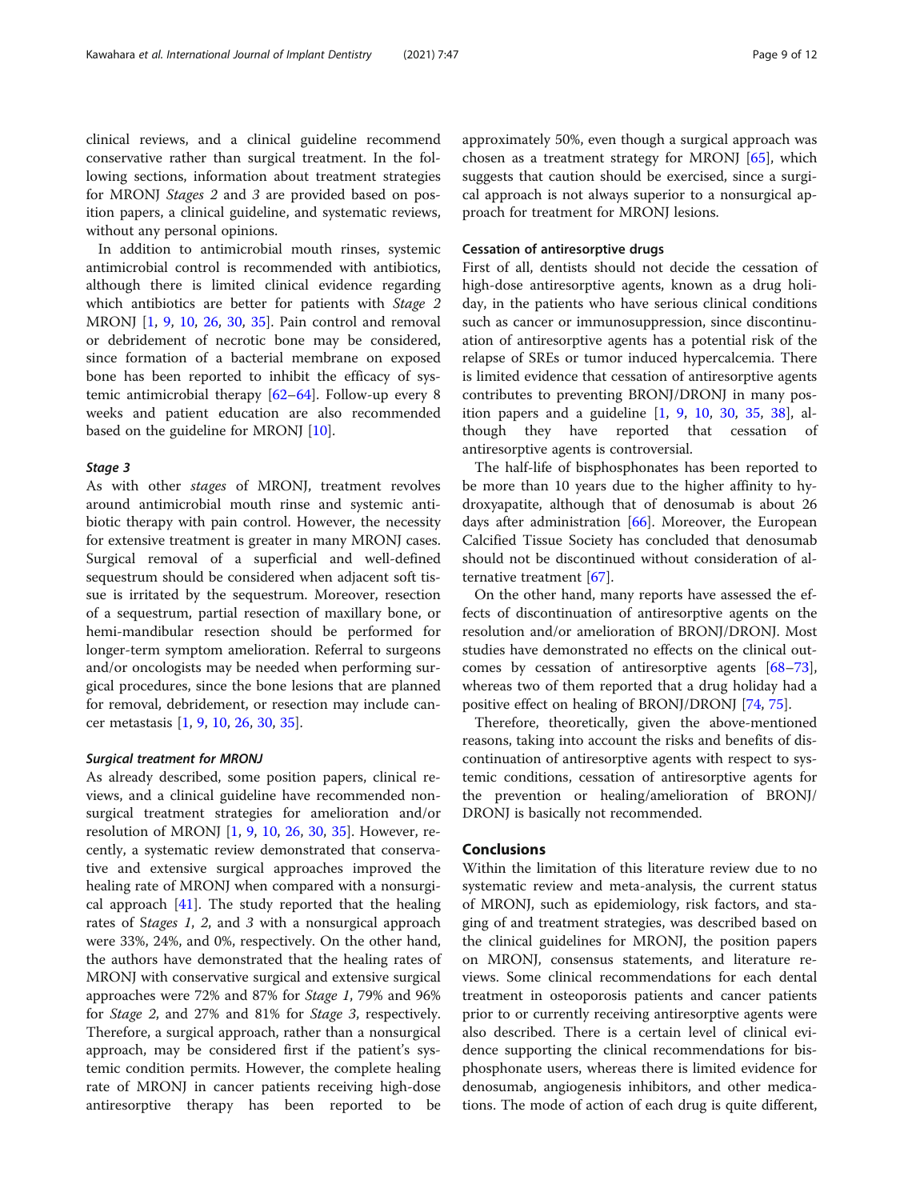clinical reviews, and a clinical guideline recommend conservative rather than surgical treatment. In the following sections, information about treatment strategies for MRONJ *Stages 2* and *3* are provided based on position papers, a clinical guideline, and systematic reviews, without any personal opinions.

In addition to antimicrobial mouth rinses, systemic antimicrobial control is recommended with antibiotics, although there is limited clinical evidence regarding which antibiotics are better for patients with *Stage 2* MRONJ [1, 9, 10, 26, 30, 35]. Pain control and removal or debridement of necrotic bone may be considered, since formation of a bacterial membrane on exposed bone has been reported to inhibit the efficacy of systemic antimicrobial therapy [62–64]. Follow-up every 8 weeks and patient education are also recommended based on the guideline for MRONJ [10].

### *Stage 3*

As with other *stages* of MRONJ, treatment revolves around antimicrobial mouth rinse and systemic antibiotic therapy with pain control. However, the necessity for extensive treatment is greater in many MRONJ cases. Surgical removal of a superficial and well-defined sequestrum should be considered when adjacent soft tissue is irritated by the sequestrum. Moreover, resection of a sequestrum, partial resection of maxillary bone, or hemi-mandibular resection should be performed for longer-term symptom amelioration. Referral to surgeons and/or oncologists may be needed when performing surgical procedures, since the bone lesions that are planned for removal, debridement, or resection may include cancer metastasis [1, 9, 10, 26, 30, 35].

### *Surgical treatment for MRONJ*

As already described, some position papers, clinical reviews, and a clinical guideline have recommended nonsurgical treatment strategies for amelioration and/or resolution of MRONJ [1, 9, 10, 26, 30, 35]. However, recently, a systematic review demonstrated that conservative and extensive surgical approaches improved the healing rate of MRONJ when compared with a nonsurgical approach [41]. The study reported that the healing rates of S*tages 1*, *2*, and *3* with a nonsurgical approach were 33%, 24%, and 0%, respectively. On the other hand, the authors have demonstrated that the healing rates of MRONJ with conservative surgical and extensive surgical approaches were 72% and 87% for *Stage 1*, 79% and 96% for *Stage 2*, and 27% and 81% for *Stage 3*, respectively. Therefore, a surgical approach, rather than a nonsurgical approach, may be considered first if the patient's systemic condition permits. However, the complete healing rate of MRONJ in cancer patients receiving high-dose antiresorptive therapy has been reported to be approximately 50%, even though a surgical approach was chosen as a treatment strategy for MRONJ [65], which suggests that caution should be exercised, since a surgical approach is not always superior to a nonsurgical approach for treatment for MRONJ lesions.

### Cessation of antiresorptive drugs

First of all, dentists should not decide the cessation of high-dose antiresorptive agents, known as a drug holiday, in the patients who have serious clinical conditions such as cancer or immunosuppression, since discontinuation of antiresorptive agents has a potential risk of the relapse of SREs or tumor induced hypercalcemia. There is limited evidence that cessation of antiresorptive agents contributes to preventing BRONJ/DRONJ in many position papers and a guideline [1, 9, 10, 30, 35, 38], although they have reported that cessation of antiresorptive agents is controversial.

The half-life of bisphosphonates has been reported to be more than 10 years due to the higher affinity to hydroxyapatite, although that of denosumab is about 26 days after administration [66]. Moreover, the European Calcified Tissue Society has concluded that denosumab should not be discontinued without consideration of alternative treatment [67].

On the other hand, many reports have assessed the effects of discontinuation of antiresorptive agents on the resolution and/or amelioration of BRONJ/DRONJ. Most studies have demonstrated no effects on the clinical outcomes by cessation of antiresorptive agents [68–73], whereas two of them reported that a drug holiday had a positive effect on healing of BRONJ/DRONJ [74, 75].

Therefore, theoretically, given the above-mentioned reasons, taking into account the risks and benefits of discontinuation of antiresorptive agents with respect to systemic conditions, cessation of antiresorptive agents for the prevention or healing/amelioration of BRONJ/DRONJ is basically not recommended.

## Conclusions

Within the limitation of this literature review due to no systematic review and meta-analysis, the current status of MRONJ, such as epidemiology, risk factors, and staging of and treatment strategies, was described based on the clinical guidelines for MRONJ, the position papers on MRONJ, consensus statements, and literature reviews. Some clinical recommendations for each dental treatment in osteoporosis patients and cancer patients prior to or currently receiving antiresorptive agents were also described. There is a certain level of clinical evidence supporting the clinical recommendations for bisphosphonate users, whereas there is limited evidence for denosumab, angiogenesis inhibitors, and other medications. The mode of action of each drug is quite different,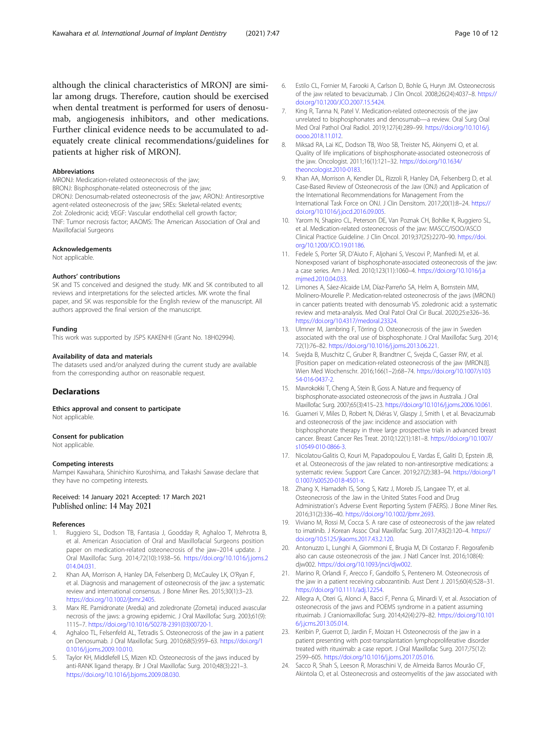although the clinical characteristics of MRONJ are similar among drugs. Therefore, caution should be exercised when dental treatment is performed for users of denosumab, angiogenesis inhibitors, and other medications. Further clinical evidence needs to be accumulated to adequately create clinical recommendations/guidelines for patients at higher risk of MRONJ.

#### Abbreviations

MRONJ: Medication-related osteonecrosis of the jaw; BRONJ: Bisphosphonate-related osteonecrosis of the jaw; DRONJ: Denosumab-related osteonecrosis of the jaw; ARONJ: Antiresorptive agent-related osteonecrosis of the jaw; SREs: Skeletal-related events; Zol: Zoledronic acid; VEGF: Vascular endothelial cell growth factor; TNF: Tumor necrosis factor; AAOMS: The American Association of Oral and Maxillofacial Surgeons

#### Acknowledgements

Not applicable.

#### Authors' contributions

SK and TS conceived and designed the study. MK and SK contributed to all reviews and interpretations for the selected articles. MK wrote the final paper, and SK was responsible for the English review of the manuscript. All authors approved the final version of the manuscript.

#### Funding

This work was supported by JSPS KAKENHI (Grant No. 18H02994).

#### Availability of data and materials

The datasets used and/or analyzed during the current study are available from the corresponding author on reasonable request.

## Declarations

#### Ethics approval and consent to participate

Not applicable.

#### Consent for publication

Not applicable.

#### Competing interests

Mampei Kawahara, Shinichiro Kuroshima, and Takashi Sawase declare that they have no competing interests.

Received: 14 January 2021 Accepted: 17 March 2021
Published online: 14 May 2021

#### References

1. Ruggiero SL, Dodson TB, Fantasia J, Goodday R, Aghaloo T, Mehrotra B, et al. American Association of Oral and Maxillofacial Surgeons position paper on medication-related osteonecrosis of the jaw–2014 update. J Oral Maxillofac Surg. 2014;72(10):1938–56. https://doi.org/10.1016/j.joms.2014.04.031.
2. Khan AA, Morrison A, Hanley DA, Felsenberg D, McCauley LK, O'Ryan F, et al. Diagnosis and management of osteonecrosis of the jaw: a systematic review and international consensus. J Bone Miner Res. 2015;30(1):3–23. https://doi.org/10.1002/jbmr.2405.
3. Marx RE. Pamidronate (Aredia) and zoledronate (Zometa) induced avascular necrosis of the jaws: a growing epidemic. J Oral Maxillofac Surg. 2003;61(9):1115–7. https://doi.org/10.1016/S0278-2391(03)00720-1.
4. Aghaloo TL, Felsenfeld AL, Tetradis S. Osteonecrosis of the jaw in a patient on Denosumab. J Oral Maxillofac Surg. 2010;68(5):959–63. https://doi.org/10.1016/j.joms.2009.10.010.
5. Taylor KH, Middlefell LS, Mizen KD. Osteonecrosis of the jaws induced by anti-RANK ligand therapy. Br J Oral Maxillofac Surg. 2010;48(3):221–3. https://doi.org/10.1016/j.bjoms.2009.08.030.
6. Estilo CL, Fornier M, Farooki A, Carlson D, Bohle G, Huryn JM. Osteonecrosis of the jaw related to bevacizumab. J Clin Oncol. 2008;26(24):4037–8. https://doi.org/10.1200/JCO.2007.15.5424.
7. King R, Tanna N, Patel V. Medication-related osteonecrosis of the jaw unrelated to bisphosphonates and denosumab—a review. Oral Surg Oral Med Oral Pathol Oral Radiol. 2019;127(4):289–99. https://doi.org/10.1016/j.oooo.2018.11.012.
8. Miksad RA, Lai KC, Dodson TB, Woo SB, Treister NS, Akinyemi O, et al. Quality of life implications of bisphosphonate-associated osteonecrosis of the jaw. Oncologist. 2011;16(1):121–32. https://doi.org/10.1634/theoncologist.2010-0183.
9. Khan AA, Morrison A, Kendler DL, Rizzoli R, Hanley DA, Felsenberg D, et al. Case-Based Review of Osteonecrosis of the Jaw (ONJ) and Application of the International Recommendations for Management From the International Task Force on ONJ. J Clin Densitom. 2017;20(1):8–24. https://doi.org/10.1016/j.jocd.2016.09.005.
10. Yarom N, Shapiro CL, Peterson DE, Van Poznak CH, Bohlke K, Ruggiero SL, et al. Medication-related osteonecrosis of the jaw: MASCC/ISOO/ASCO Clinical Practice Guideline. J Clin Oncol. 2019;37(25):2270–90. https://doi.org/10.1200/JCO.19.01186.
11. Fedele S, Porter SR, D'Aiuto F, Aljohani S, Vescovi P, Manfredi M, et al. Nonexposed variant of bisphosphonate-associated osteonecrosis of the jaw: a case series. Am J Med. 2010;123(11):1060–4. https://doi.org/10.1016/j.amjmed.2010.04.033.
12. Limones A, Sáez-Alcaide LM, Díaz-Parreño SA, Helm A, Bornstein MM, Molinero-Mourelle P. Medication-related osteonecrosis of the jaws (MRONJ) in cancer patients treated with denosumab VS. zoledronic acid: a systematic review and meta-analysis. Med Oral Patol Oral Cir Bucal. 2020;25:e326–36. https://doi.org/10.4317/medoral.23324.
13. Ulmner M, Jarnbring F, Törring O. Osteonecrosis of the jaw in Sweden associated with the oral use of bisphosphonate. J Oral Maxillofac Surg. 2014;72(1):76–82. https://doi.org/10.1016/j.joms.2013.06.221.
14. Svejda B, Muschitz C, Gruber R, Brandtner C, Svejda C, Gasser RW, et al. [Position paper on medication-related osteonecrosis of the jaw (MRONJ)]. Wien Med Wochenschr. 2016;166(1–2):68–74. https://doi.org/10.1007/s10354-016-0437-2.
15. Mavrokokki T, Cheng A, Stein B, Goss A. Nature and frequency of bisphosphonate-associated osteonecrosis of the jaws in Australia. J Oral Maxillofac Surg. 2007;65(3):415–23. https://doi.org/10.1016/j.joms.2006.10.061.
16. Guarneri V, Miles D, Robert N, Diéras V, Glaspy J, Smith I, et al. Bevacizumab and osteonecrosis of the jaw: incidence and association with bisphosphonate therapy in three large prospective trials in advanced breast cancer. Breast Cancer Res Treat. 2010;122(1):181–8. https://doi.org/10.1007/s10549-010-0866-3.
17. Nicolatou-Galitis O, Kouri M, Papadopoulou E, Vardas E, Galiti D, Epstein JB, et al. Osteonecrosis of the jaw related to non-antiresorptive medications: a systematic review. Support Care Cancer. 2019;27(2):383–94. https://doi.org/10.1007/s00520-018-4501-x.
18. Zhang X, Hamadeh IS, Song S, Katz J, Moreb JS, Langaee TY, et al. Osteonecrosis of the Jaw in the United States Food and Drug Administration's Adverse Event Reporting System (FAERS). J Bone Miner Res. 2016;31(2):336–40. https://doi.org/10.1002/jbmr.2693.
19. Viviano M, Rossi M, Cocca S. A rare case of osteonecrosis of the jaw related to imatinib. J Korean Assoc Oral Maxillofac Surg. 2017;43(2):120–4. https://doi.org/10.5125/jkaoms.2017.43.2.120.
20. Antonuzzo L, Lunghi A, Giommoni E, Brugia M, Di Costanzo F. Regorafenib also can cause osteonecrosis of the jaw. J Natl Cancer Inst. 2016;108(4):djw002. https://doi.org/10.1093/jnci/djw002.
21. Marino R, Orlandi F, Arecco F, Gandolfo S, Pentenero M. Osteonecrosis of the jaw in a patient receiving cabozantinib. Aust Dent J. 2015;60(4):528–31. https://doi.org/10.1111/adj.12254.
22. Allegra A, Oteri G, Alonci A, Bacci F, Penna G, Minardi V, et al. Association of osteonecrosis of the jaws and POEMS syndrome in a patient assuming rituximab. J Craniomaxillofac Surg. 2014;42(4):279–82. https://doi.org/10.1016/j.jcms.2013.05.014.
23. Keribin P, Guerrot D, Jardin F, Moizan H. Osteonecrosis of the jaw in a patient presenting with post-transplantation lymphoproliferative disorder treated with rituximab: a case report. J Oral Maxillofac Surg. 2017;75(12):2599–605. https://doi.org/10.1016/j.joms.2017.05.016.
24. Sacco R, Shah S, Leeson R, Moraschini V, de Almeida Barros Mourão CF, Akintola O, et al. Osteonecrosis and osteomyelitis of the jaw associated with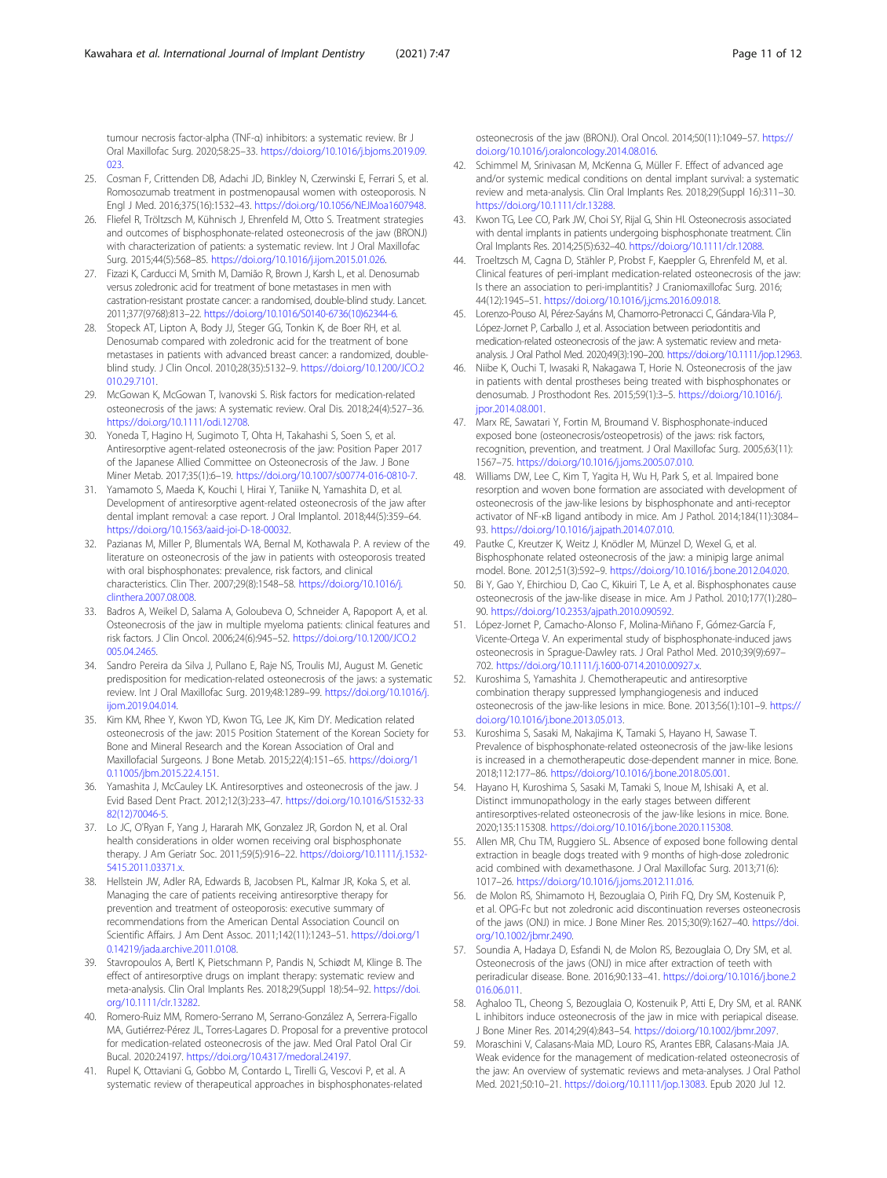tumour necrosis factor-alpha (TNF-α) inhibitors: a systematic review. Br J Oral Maxillofac Surg. 2020;58:25–33. https://doi.org/10.1016/j.bjoms.2019.09.023.

25. Cosman F, Crittenden DB, Adachi JD, Binkley N, Czerwinski E, Ferrari S, et al. Romosozumab treatment in postmenopausal women with osteoporosis. N Engl J Med. 2016;375(16):1532–43. https://doi.org/10.1056/NEJMoa1607948.
26. Fliefel R, Tröltzsch M, Kühnisch J, Ehrenfeld M, Otto S. Treatment strategies and outcomes of bisphosphonate-related osteonecrosis of the jaw (BRONJ) with characterization of patients: a systematic review. Int J Oral Maxillofac Surg. 2015;44(5):568–85. https://doi.org/10.1016/j.ijom.2015.01.026.
27. Fizazi K, Carducci M, Smith M, Damião R, Brown J, Karsh L, et al. Denosumab versus zoledronic acid for treatment of bone metastases in men with castration-resistant prostate cancer: a randomised, double-blind study. Lancet. 2011;377(9768):813–22. https://doi.org/10.1016/S0140-6736(10)62344-6.
28. Stopeck AT, Lipton A, Body JJ, Steger GG, Tonkin K, de Boer RH, et al. Denosumab compared with zoledronic acid for the treatment of bone metastases in patients with advanced breast cancer: a randomized, double-blind study. J Clin Oncol. 2010;28(35):5132–9. https://doi.org/10.1200/JCO.2010.29.7101.
29. McGowan K, McGowan T, Ivanovski S. Risk factors for medication-related osteonecrosis of the jaws: A systematic review. Oral Dis. 2018;24(4):527–36. https://doi.org/10.1111/odi.12708.
30. Yoneda T, Hagino H, Sugimoto T, Ohta H, Takahashi S, Soen S, et al. Antiresorptive agent-related osteonecrosis of the jaw: Position Paper 2017 of the Japanese Allied Committee on Osteonecrosis of the Jaw. J Bone Miner Metab. 2017;35(1):6–19. https://doi.org/10.1007/s00774-016-0810-7.
31. Yamamoto S, Maeda K, Kouchi I, Hirai Y, Taniike N, Yamashita D, et al. Development of antiresorptive agent-related osteonecrosis of the jaw after dental implant removal: a case report. J Oral Implantol. 2018;44(5):359–64. https://doi.org/10.1563/aaid-joi-D-18-00032.
32. Pazianas M, Miller P, Blumentals WA, Bernal M, Kothawala P. A review of the literature on osteonecrosis of the jaw in patients with osteoporosis treated with oral bisphosphonates: prevalence, risk factors, and clinical characteristics. Clin Ther. 2007;29(8):1548–58. https://doi.org/10.1016/j.clinthera.2007.08.008.
33. Badros A, Weikel D, Salama A, Goloubeva O, Schneider A, Rapoport A, et al. Osteonecrosis of the jaw in multiple myeloma patients: clinical features and risk factors. J Clin Oncol. 2006;24(6):945–52. https://doi.org/10.1200/JCO.2005.04.2465.
34. Sandro Pereira da Silva J, Pullano E, Raje NS, Troulis MJ, August M. Genetic predisposition for medication-related osteonecrosis of the jaws: a systematic review. Int J Oral Maxillofac Surg. 2019;48:1289–99. https://doi.org/10.1016/j.ijom.2019.04.014.
35. Kim KM, Rhee Y, Kwon YD, Kwon TG, Lee JK, Kim DY. Medication related osteonecrosis of the jaw: 2015 Position Statement of the Korean Society for Bone and Mineral Research and the Korean Association of Oral and Maxillofacial Surgeons. J Bone Metab. 2015;22(4):151–65. https://doi.org/10.11005/jbm.2015.22.4.151.
36. Yamashita J, McCauley LK. Antiresorptives and osteonecrosis of the jaw. J Evid Based Dent Pract. 2012;12(3):233–47. https://doi.org/10.1016/S1532-3382(12)70046-5.
37. Lo JC, O'Ryan F, Yang J, Hararah MK, Gonzalez JR, Gordon N, et al. Oral health considerations in older women receiving oral bisphosphonate therapy. J Am Geriatr Soc. 2011;59(5):916–22. https://doi.org/10.1111/j.1532-5415.2011.03371.x.
38. Hellstein JW, Adler RA, Edwards B, Jacobsen PL, Kalmar JR, Koka S, et al. Managing the care of patients receiving antiresorptive therapy for prevention and treatment of osteoporosis: executive summary of recommendations from the American Dental Association Council on Scientific Affairs. J Am Dent Assoc. 2011;142(11):1243–51. https://doi.org/10.14219/jada.archive.2011.0108.
39. Stavropoulos A, Bertl K, Pietschmann P, Pandis N, Schiødt M, Klinge B. The effect of antiresorptive drugs on implant therapy: systematic review and meta-analysis. Clin Oral Implants Res. 2018;29(Suppl 18):54–92. https://doi.org/10.1111/clr.13282.
40. Romero-Ruiz MM, Romero-Serrano M, Serrano-González A, Serrera-Figallo MA, Gutiérrez-Pérez JL, Torres-Lagares D. Proposal for a preventive protocol for medication-related osteonecrosis of the jaw. Med Oral Patol Oral Cir Bucal. 2020:24197. https://doi.org/10.4317/medoral.24197.
41. Rupel K, Ottaviani G, Gobbo M, Contardo L, Tirelli G, Vescovi P, et al. A systematic review of therapeutical approaches in bisphosphonates-related osteonecrosis of the jaw (BRONJ). Oral Oncol. 2014;50(11):1049–57. https://doi.org/10.1016/j.oraloncology.2014.08.016.
42. Schimmel M, Srinivasan M, McKenna G, Müller F. Effect of advanced age and/or systemic medical conditions on dental implant survival: a systematic review and meta-analysis. Clin Oral Implants Res. 2018;29(Suppl 16):311–30. https://doi.org/10.1111/clr.13288.
43. Kwon TG, Lee CO, Park JW, Choi SY, Rijal G, Shin HI. Osteonecrosis associated with dental implants in patients undergoing bisphosphonate treatment. Clin Oral Implants Res. 2014;25(5):632–40. https://doi.org/10.1111/clr.12088.
44. Troeltzsch M, Cagna D, Stähler P, Probst F, Kaeppler G, Ehrenfeld M, et al. Clinical features of peri-implant medication-related osteonecrosis of the jaw: Is there an association to peri-implantitis? J Craniomaxillofac Surg. 2016;44(12):1945–51. https://doi.org/10.1016/j.jcms.2016.09.018.
45. Lorenzo-Pouso AI, Pérez-Sayáns M, Chamorro-Petronacci C, Gándara-Vila P, López-Jornet P, Carballo J, et al. Association between periodontitis and medication-related osteonecrosis of the jaw: A systematic review and meta-analysis. J Oral Pathol Med. 2020;49(3):190–200. https://doi.org/10.1111/jop.12963.
46. Niibe K, Ouchi T, Iwasaki R, Nakagawa T, Horie N. Osteonecrosis of the jaw in patients with dental prostheses being treated with bisphosphonates or denosumab. J Prosthodont Res. 2015;59(1):3–5. https://doi.org/10.1016/j.jpor.2014.08.001.
47. Marx RE, Sawatari Y, Fortin M, Broumand V. Bisphosphonate-induced exposed bone (osteonecrosis/osteopetrosis) of the jaws: risk factors, recognition, prevention, and treatment. J Oral Maxillofac Surg. 2005;63(11):1567–75. https://doi.org/10.1016/j.joms.2005.07.010.
48. Williams DW, Lee C, Kim T, Yagita H, Wu H, Park S, et al. Impaired bone resorption and woven bone formation are associated with development of osteonecrosis of the jaw-like lesions by bisphosphonate and anti-receptor activator of NF-κB ligand antibody in mice. Am J Pathol. 2014;184(11):3084–93. https://doi.org/10.1016/j.ajpath.2014.07.010.
49. Pautke C, Kreutzer K, Weitz J, Knödler M, Münzel D, Wexel G, et al. Bisphosphonate related osteonecrosis of the jaw: a minipig large animal model. Bone. 2012;51(3):592–9. https://doi.org/10.1016/j.bone.2012.04.020.
50. Bi Y, Gao Y, Ehirchiou D, Cao C, Kikuiri T, Le A, et al. Bisphosphonates cause osteonecrosis of the jaw-like disease in mice. Am J Pathol. 2010;177(1):280–90. https://doi.org/10.2353/ajpath.2010.090592.
51. López-Jornet P, Camacho-Alonso F, Molina-Miñano F, Gómez-García F, Vicente-Ortega V. An experimental study of bisphosphonate-induced jaws osteonecrosis in Sprague-Dawley rats. J Oral Pathol Med. 2010;39(9):697–702. https://doi.org/10.1111/j.1600-0714.2010.00927.x.
52. Kuroshima S, Yamashita J. Chemotherapeutic and antiresorptive combination therapy suppressed lymphangiogenesis and induced osteonecrosis of the jaw-like lesions in mice. Bone. 2013;56(1):101–9. https://doi.org/10.1016/j.bone.2013.05.013.
53. Kuroshima S, Sasaki M, Nakajima K, Tamaki S, Hayano H, Sawase T. Prevalence of bisphosphonate-related osteonecrosis of the jaw-like lesions is increased in a chemotherapeutic dose-dependent manner in mice. Bone. 2018;112:177–86. https://doi.org/10.1016/j.bone.2018.05.001.
54. Hayano H, Kuroshima S, Sasaki M, Tamaki S, Inoue M, Ishisaki A, et al. Distinct immunopathology in the early stages between different antiresorptives-related osteonecrosis of the jaw-like lesions in mice. Bone. 2020;135:115308. https://doi.org/10.1016/j.bone.2020.115308.
55. Allen MR, Chu TM, Ruggiero SL. Absence of exposed bone following dental extraction in beagle dogs treated with 9 months of high-dose zoledronic acid combined with dexamethasone. J Oral Maxillofac Surg. 2013;71(6):1017–26. https://doi.org/10.1016/j.joms.2012.11.016.
56. de Molon RS, Shimamoto H, Bezouglaia O, Pirih FQ, Dry SM, Kostenuik P, et al. OPG-Fc but not zoledronic acid discontinuation reverses osteonecrosis of the jaws (ONJ) in mice. J Bone Miner Res. 2015;30(9):1627–40. https://doi.org/10.1002/jbmr.2490.
57. Soundia A, Hadaya D, Esfandi N, de Molon RS, Bezouglaia O, Dry SM, et al. Osteonecrosis of the jaws (ONJ) in mice after extraction of teeth with periradicular disease. Bone. 2016;90:133–41. https://doi.org/10.1016/j.bone.2016.06.011.
58. Aghaloo TL, Cheong S, Bezouglaia O, Kostenuik P, Atti E, Dry SM, et al. RANKL inhibitors induce osteonecrosis of the jaw in mice with periapical disease. J Bone Miner Res. 2014;29(4):843–54. https://doi.org/10.1002/jbmr.2097.
59. Moraschini V, Calasans-Maia MD, Louro RS, Arantes EBR, Calasans-Maia JA. Weak evidence for the management of medication-related osteonecrosis of the jaw: An overview of systematic reviews and meta-analyses. J Oral Pathol Med. 2021;50:10–21. https://doi.org/10.1111/jop.13083. Epub 2020 Jul 12.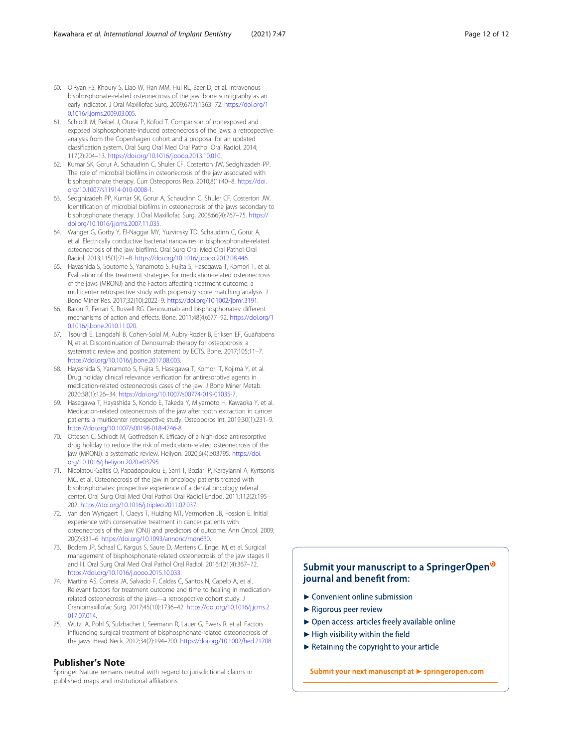60. O'Ryan FS, Khoury S, Liao W, Han MM, Hui RL, Baer D, et al. Intravenous bisphosphonate-related osteonecrosis of the jaw: bone scintigraphy as an early indicator. J Oral Maxillofac Surg. 2009;67(7):1363–72. https://doi.org/10.1016/j.joms.2009.03.005.
61. Schiodt M, Reibel J, Oturai P, Kofod T. Comparison of nonexposed and exposed bisphosphonate-induced osteonecrosis of the jaws: a retrospective analysis from the Copenhagen cohort and a proposal for an updated classification system. Oral Surg Oral Med Oral Pathol Oral Radiol. 2014; 117(2):204–13. https://doi.org/10.1016/j.oooo.2013.10.010.
62. Kumar SK, Gorur A, Schaudinn C, Shuler CF, Costerton JW, Sedghizadeh PP. The role of microbial biofilms in osteonecrosis of the jaw associated with bisphosphonate therapy. Curr Osteoporos Rep. 2010;8(1):40–8. https://doi.org/10.1007/s11914-010-0008-1.
63. Sedghizadeh PP, Kumar SK, Gorur A, Schaudinn C, Shuler CF, Costerton JW. Identification of microbial biofilms in osteonecrosis of the jaws secondary to bisphosphonate therapy. J Oral Maxillofac Surg. 2008;66(4):767–75. https://doi.org/10.1016/j.joms.2007.11.035.
64. Wanger G, Gorby Y, El-Naggar MY, Yuzvinsky TD, Schaudinn C, Gorur A, et al. Electrically conductive bacterial nanowires in bisphosphonate-related osteonecrosis of the jaw biofilms. Oral Surg Oral Med Oral Pathol Oral Radiol. 2013;115(1):71–8. https://doi.org/10.1016/j.oooo.2012.08.446.
65. Hayashida S, Soutome S, Yanamoto S, Fujita S, Hasegawa T, Komori T, et al. Evaluation of the treatment strategies for medication-related osteonecrosis of the jaws (MRONJ) and the Factors affecting treatment outcome: a multicenter retrospective study with propensity score matching analysis. J Bone Miner Res. 2017;32(10):2022–9. https://doi.org/10.1002/jbmr.3191.
66. Baron R, Ferrari S, Russell RG. Denosumab and bisphosphonates: different mechanisms of action and effects. Bone. 2011;48(4):677–92. https://doi.org/10.1016/j.bone.2010.11.020.
67. Tsourdi E, Langdahl B, Cohen-Solal M, Aubry-Rozier B, Eriksen EF, Guañabens N, et al. Discontinuation of Denosumab therapy for osteoporosis: a systematic review and position statement by ECTS. Bone. 2017;105:11–7. https://doi.org/10.1016/j.bone.2017.08.003.
68. Hayashida S, Yanamoto S, Fujita S, Hasegawa T, Komori T, Kojima Y, et al. Drug holiday clinical relevance verification for antiresorptive agents in medication-related osteonecrosis cases of the jaw. J Bone Miner Metab. 2020;38(1):126–34. https://doi.org/10.1007/s00774-019-01035-7.
69. Hasegawa T, Hayashida S, Kondo E, Takeda Y, Miyamoto H, Kawaoka Y, et al. Medication-related osteonecrosis of the jaw after tooth extraction in cancer patients: a multicenter retrospective study. Osteoporos Int. 2019;30(1):231–9. https://doi.org/10.1007/s00198-018-4746-8.
70. Ottesen C, Schiodt M, Gotfredsen K. Efficacy of a high-dose antiresorptive drug holiday to reduce the risk of medication-related osteonecrosis of the jaw (MRONJ): a systematic review. Heliyon. 2020;6(4):e03795. https://doi.org/10.1016/j.heliyon.2020.e03795.
71. Nicolatou-Galitis O, Papadopoulou E, Sarri T, Boziari P, Karayianni A, Kyrtsonis MC, et al. Osteonecrosis of the jaw in oncology patients treated with bisphosphonates: prospective experience of a dental oncology referral center. Oral Surg Oral Med Oral Pathol Oral Radiol Endod. 2011;112(2):195–202. https://doi.org/10.1016/j.tripleo.2011.02.037.
72. Van den Wyngaert T, Claeys T, Huizing MT, Vermorken JB, Fossion E. Initial experience with conservative treatment in cancer patients with osteonecrosis of the jaw (ONJ) and predictors of outcome. Ann Oncol. 2009; 20(2):331–6. https://doi.org/10.1093/annonc/mdn630.
73. Bodem JP, Schaal C, Kargus S, Saure D, Mertens C, Engel M, et al. Surgical management of bisphosphonate-related osteonecrosis of the jaw stages II and III. Oral Surg Oral Med Oral Pathol Oral Radiol. 2016;121(4):367–72. https://doi.org/10.1016/j.oooo.2015.10.033.
74. Martins AS, Correia JA, Salvado F, Caldas C, Santos N, Capelo A, et al. Relevant factors for treatment outcome and time to healing in medication-related osteonecrosis of the jaws—a retrospective cohort study. J Craniomaxillofac Surg. 2017;45(10):1736–42. https://doi.org/10.1016/j.jcms.2017.07.014.
75. Wutzl A, Pohl S, Sulzbacher I, Seemann R, Lauer G, Ewers R, et al. Factors influencing surgical treatment of bisphosphonate-related osteonecrosis of the jaws. Head Neck. 2012;34(2):194–200. https://doi.org/10.1002/hed.21708.

## Publisher's Note

Springer Nature remains neutral with regard to jurisdictional claims in published maps and institutional affiliations.

**Submit your manuscript to a SpringerOpen journal and benefit from:**

- ► Convenient online submission
- ► Rigorous peer review
- ► Open access: articles freely available online
- ► High visibility within the field
- ► Retaining the copyright to your article

**Submit your next manuscript at ► springeropen.com**